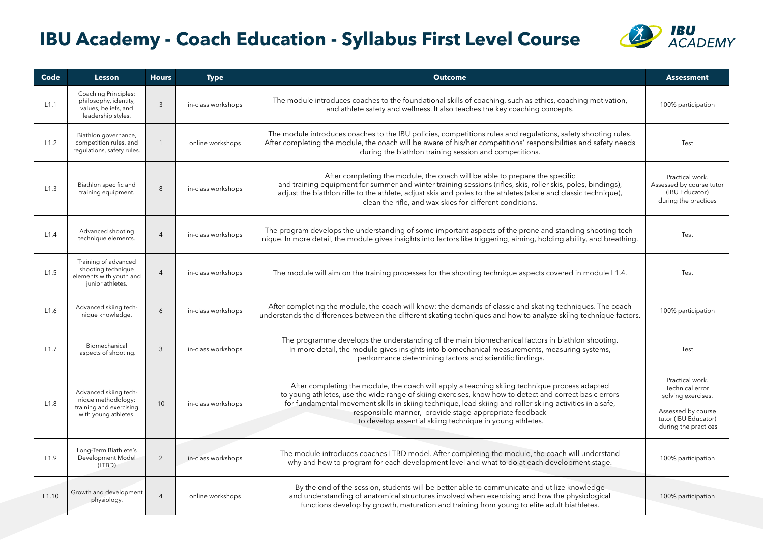# IBU Academy - Coach Education - Syllabus First Level Course

| Code | Lesson | Hours | Type | Outcome | Assessment |
|---|---|---|---|---|---|
| L1.1 | Coaching Principles: philosophy, identity, values, beliefs, and leadership styles. | 3 | in-class workshops | The module introduces coaches to the foundational skills of coaching, such as ethics, coaching motivation, and athlete safety and wellness. It also teaches the key coaching concepts. | 100% participation |
| L1.2 | Biathlon governance, competition rules, and regulations, safety rules. | 1 | online workshops | The module introduces coaches to the IBU policies, competitions rules and regulations, safety shooting rules. After completing the module, the coach will be aware of his/her competitions' responsibilities and safety needs during the biathlon training session and competitions. | Test |
| L1.3 | Biathlon specific and training equipment. | 8 | in-class workshops | After completing the module, the coach will be able to prepare the specific and training equipment for summer and winter training sessions (rifles, skis, roller skis, poles, bindings), adjust the biathlon rifle to the athlete, adjust skis and poles to the athletes (skate and classic technique), clean the rifle, and wax skies for different conditions. | Practical work. Assessed by course tutor (IBU Educator) during the practices |
| L1.4 | Advanced shooting technique elements. | 4 | in-class workshops | The program develops the understanding of some important aspects of the prone and standing shooting technique. In more detail, the module gives insights into factors like triggering, aiming, holding ability, and breathing. | Test |
| L1.5 | Training of advanced shooting technique elements with youth and junior athletes. | 4 | in-class workshops | The module will aim on the training processes for the shooting technique aspects covered in module L1.4. | Test |
| L1.6 | Advanced skiing technique knowledge. | 6 | in-class workshops | After completing the module, the coach will know: the demands of classic and skating techniques. The coach understands the differences between the different skating techniques and how to analyze skiing technique factors. | 100% participation |
| L1.7 | Biomechanical aspects of shooting. | 3 | in-class workshops | The programme develops the understanding of the main biomechanical factors in biathlon shooting. In more detail, the module gives insights into biomechanical measurements, measuring systems, performance determining factors and scientific findings. | Test |
| L1.8 | Advanced skiing technique methodology: training and exercising with young athletes. | 10 | in-class workshops | After completing the module, the coach will apply a teaching skiing technique process adapted to young athletes, use the wide range of skiing exercises, know how to detect and correct basic errors for fundamental movement skills in skiing technique, lead skiing and roller skiing activities in a safe, responsible manner, provide stage-appropriate feedback to develop essential skiing technique in young athletes. | Practical work. Technical error solving exercises. Assessed by course tutor (IBU Educator) during the practices |
| L1.9 | Long-Term Biathlete's Development Model (LTBD) | 2 | in-class workshops | The module introduces coaches LTBD model. After completing the module, the coach will understand why and how to program for each development level and what to do at each development stage. | 100% participation |
| L1.10 | Growth and development physiology. | 4 | online workshops | By the end of the session, students will be better able to communicate and utilize knowledge and understanding of anatomical structures involved when exercising and how the physiological functions develop by growth, maturation and training from young to elite adult biathletes. | 100% participation |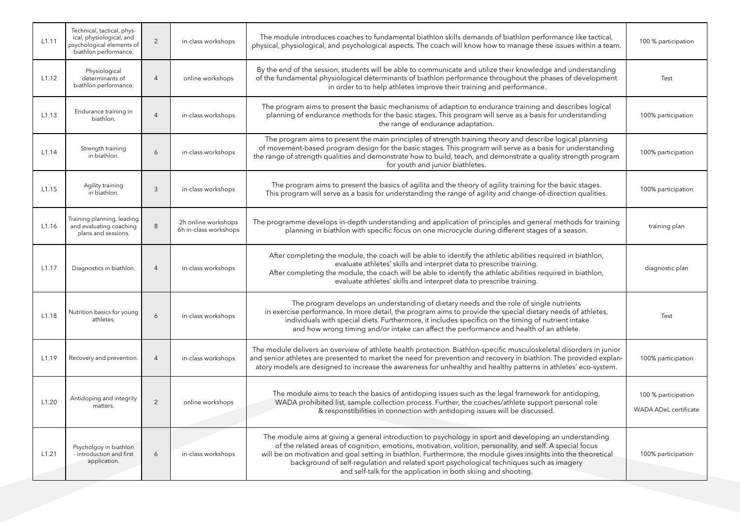| | | | | | |
|---|---|---|---|---|---|
| L1.11 | Technical, tactical, physical, physiological, and psychological elements of biathlon performance. | 2 | in-class workshops | The module introduces coaches to fundamental biathlon skills demands of biathlon performance like tactical, physical, physiological, and psychological aspects. The coach will know how to manage these issues within a team. | 100 % participation |
| L1.12 | Physiological determinants of biathlon performance. | 4 | online workshops | By the end of the session, students will be able to communicate and utilize their knowledge and understanding of the fundamental physiological determinants of biathlon performance throughout the phases of development in order to to help athletes improve their training and performance. | Test |
| L1.13 | Endurance training in biathlon. | 4 | in-class workshops | The program aims to present the basic mechanisms of adaption to endurance training and describes logical planning of endurance methods for the basic stages. This program will serve as a basis for understanding the range of endurance adaptation. | 100% participation |
| L1.14 | Strength training in biathlon. | 6 | in-class workshops | The program aims to present the main principles of strength training theory and describe logical planning of movement-based program design for the basic stages. This program will serve as a basis for understanding the range of strength qualities and demonstrate how to build, teach, and demonstrate a quality strength program for youth and junior biathletes. | 100% participation |
| L1.15 | Agility training in biathlon. | 3 | in-class workshops | The program aims to present the basics of agilita and the theory of agility training for the basic stages. This program will serve as a basis for understanding the range of agility and change-of-direction qualities. | 100% participation |
| L1.16 | Training planning, leading and evaluating coaching plans and sessions. | 8 | 2h online workshops 6h in-class workshops | The programme develops in-depth understanding and application of principles and general methods for training planning in biathlon with specific focus on one microcycle during different stages of a season. | training plan |
| L1.17 | Diagnostics in biathlon. | 4 | in-class workshops | After completing the module, the coach will be able to identify the athletic abilities required in biathlon, evaluate athletes' skills and interpret data to prescribe training. After completing the module, the coach will be able to identify the athletic abilities required in biathlon, evaluate athletes' skills and interpret data to prescribe training. | diagnostic plan |
| L1.18 | Nutrition basics for young athletes. | 6 | in-class workshops | The program develops an understanding of dietary needs and the role of single nutrients in exercise performance. In more detail, the program aims to provide the special dietary needs of athletes, individuals with special diets. Furthermore, it includes specifics on the timing of nutrient intake and how wrong timing and/or intake can affect the performance and health of an athlete. | Test |
| L1.19 | Recovery and prevention. | 4 | in-class workshops | The module delivers an overview of athlete health protection. Biathlon-specific musculoskeletal disorders in junior and senior athletes are presented to market the need for prevention and recovery in biathlon. The provided explanatory models are designed to increase the awareness for unhealthy and healthy patterns in athletes' eco-system. | 100% participation |
| L1.20 | Antidoping and integrity matters. | 2 | online workshops | The module aims to teach the basics of antidoping issues such as the legal framework for antidoping, WADA prohibited list, sample collection process. Further, the coaches/athlete support personal role & responstibilities in connection with antidoping issues will be discussed. | 100 % participation WADA ADeL certificate |
| L1.21 | Psycholgoy in biathlon - introduction and first application. | 6 | in-class workshops | The module aims at giving a general introduction to psychology in sport and developing an understanding of the related areas of cognition, emotions, motivation, volition, personality, and self. A special focus will be on motivation and goal setting in biathlon. Furthermore, the module gives insights into the theoretical background of self-regulation and related sport psychological techniques such as imagery and self-talk for the application in both skiing and shooting. | 100% participation |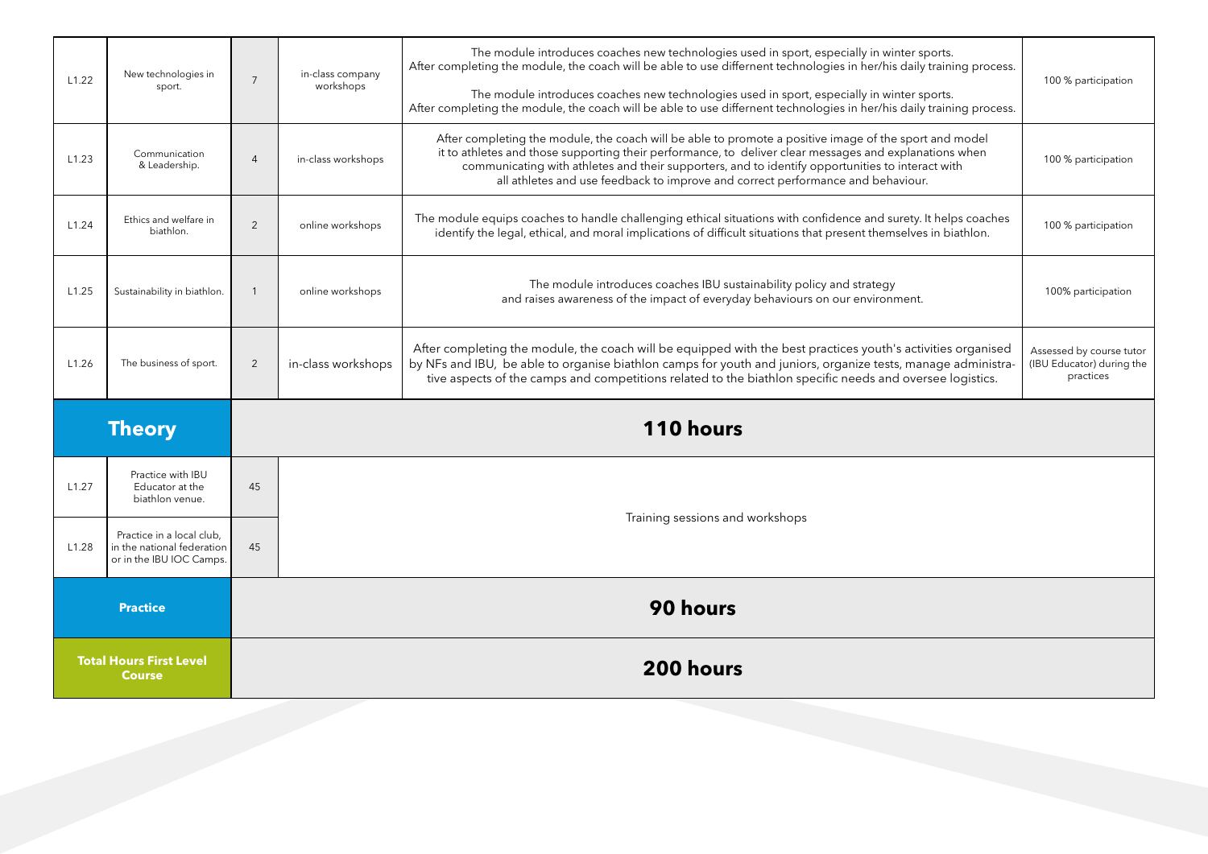| | | | | | |
|---|---|---|---|---|---|
| L1.22 | New technologies in sport. | 7 | in-class company workshops | The module introduces coaches new technologies used in sport, especially in winter sports. After completing the module, the coach will be able to use differnent technologies in her/his daily training process. The module introduces coaches new technologies used in sport, especially in winter sports. After completing the module, the coach will be able to use differnent technologies in her/his daily training process. | 100 % participation |
| L1.23 | Communication & Leadership. | 4 | in-class workshops | After completing the module, the coach will be able to promote a positive image of the sport and model it to athletes and those supporting their performance, to deliver clear messages and explanations when communicating with athletes and their supporters, and to identify opportunities to interact with all athletes and use feedback to improve and correct performance and behaviour. | 100 % participation |
| L1.24 | Ethics and welfare in biathlon. | 2 | online workshops | The module equips coaches to handle challenging ethical situations with confidence and surety. It helps coaches identify the legal, ethical, and moral implications of difficult situations that present themselves in biathlon. | 100 % participation |
| L1.25 | Sustainability in biathlon. | 1 | online workshops | The module introduces coaches IBU sustainability policy and strategy and raises awareness of the impact of everyday behaviours on our environment. | 100% participation |
| L1.26 | The business of sport. | 2 | in-class workshops | After completing the module, the coach will be equipped with the best practices youth's activities organised by NFs and IBU, be able to organise biathlon camps for youth and juniors, organize tests, manage administrative aspects of the camps and competitions related to the biathlon specific needs and oversee logistics. | Assessed by course tutor (IBU Educator) during the practices |
| **Theory** | | **110 hours** | | | |
| L1.27 | Practice with IBU Educator at the biathlon venue. | 45 | Training sessions and workshops | | |
| L1.28 | Practice in a local club, in the national federation or in the IBU IOC Camps. | 45 | | | |
| **Practice** | | **90 hours** | | | |
| **Total Hours First Level Course** | | **200 hours** | | | |